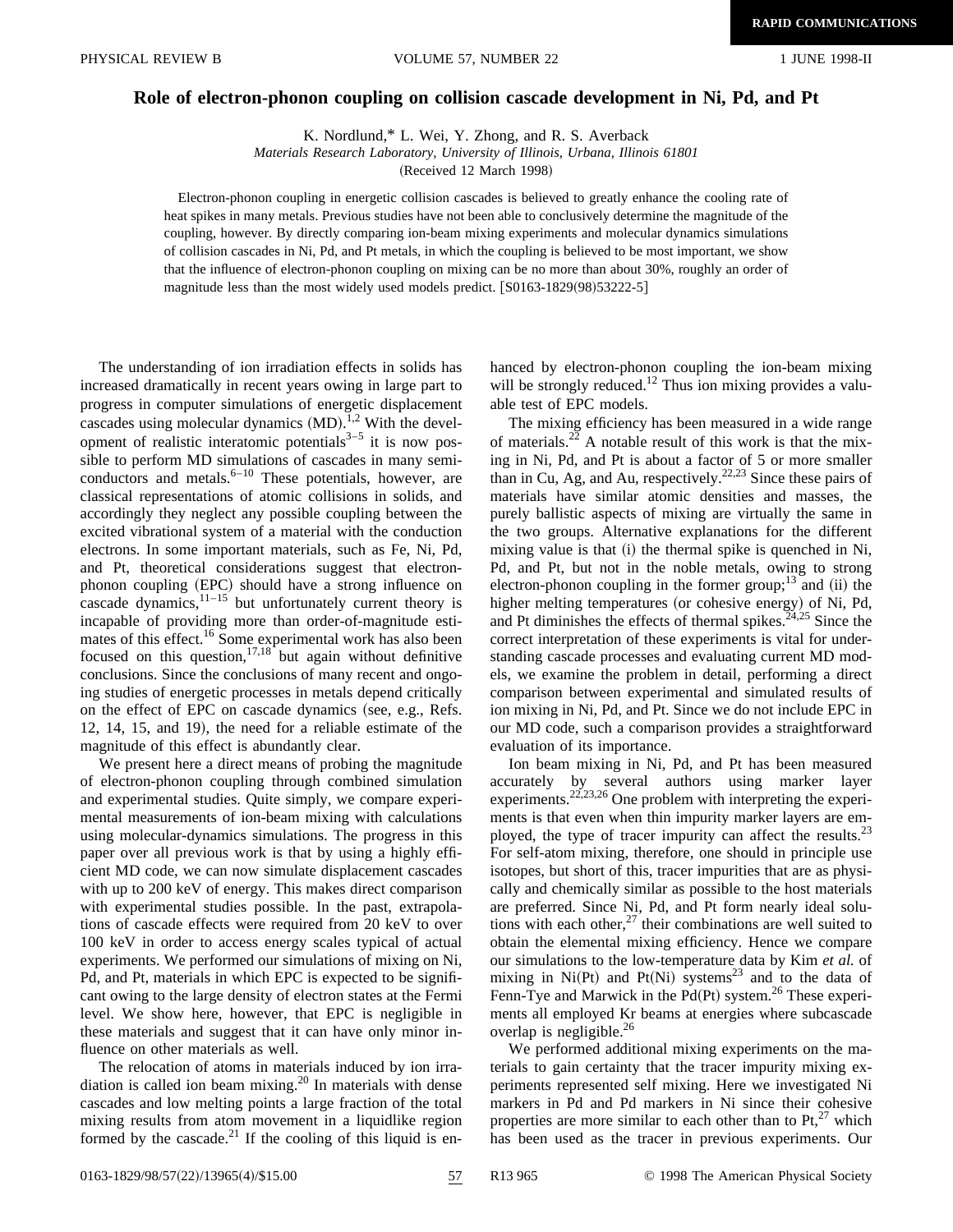# Role of electron-phonon coupling on collision cascade development in Ni, Pd, and Pt

K. Nordlund,* L. Wei, Y. Zhong, and R. S. Averback

*Materials Research Laboratory, University of Illinois, Urbana, Illinois 61801*

(Received 12 March 1998)

Electron-phonon coupling in energetic collision cascades is believed to greatly enhance the cooling rate of heat spikes in many metals. Previous studies have not been able to conclusively determine the magnitude of the coupling, however. By directly comparing ion-beam mixing experiments and molecular dynamics simulations of collision cascades in Ni, Pd, and Pt metals, in which the coupling is believed to be most important, we show that the influence of electron-phonon coupling on mixing can be no more than about 30%, roughly an order of magnitude less than the most widely used models predict. [S0163-1829(98)53222-5]

The understanding of ion irradiation effects in solids has increased dramatically in recent years owing in large part to progress in computer simulations of energetic displacement cascades using molecular dynamics (MD).[1,2] With the development of realistic interatomic potentials[3–5] it is now possible to perform MD simulations of cascades in many semiconductors and metals.[6–10] These potentials, however, are classical representations of atomic collisions in solids, and accordingly they neglect any possible coupling between the excited vibrational system of a material with the conduction electrons. In some important materials, such as Fe, Ni, Pd, and Pt, theoretical considerations suggest that electron-phonon coupling (EPC) should have a strong influence on cascade dynamics,[11–15] but unfortunately current theory is incapable of providing more than order-of-magnitude estimates of this effect.[16] Some experimental work has also been focused on this question,[17,18] but again without definitive conclusions. Since the conclusions of many recent and ongoing studies of energetic processes in metals depend critically on the effect of EPC on cascade dynamics (see, e.g., Refs. 12, 14, 15, and 19), the need for a reliable estimate of the magnitude of this effect is abundantly clear.

We present here a direct means of probing the magnitude of electron-phonon coupling through combined simulation and experimental studies. Quite simply, we compare experimental measurements of ion-beam mixing with calculations using molecular-dynamics simulations. The progress in this paper over all previous work is that by using a highly efficient MD code, we can now simulate displacement cascades with up to 200 keV of energy. This makes direct comparison with experimental studies possible. In the past, extrapolations of cascade effects were required from 20 keV to over 100 keV in order to access energy scales typical of actual experiments. We performed our simulations of mixing on Ni, Pd, and Pt, materials in which EPC is expected to be significant owing to the large density of electron states at the Fermi level. We show here, however, that EPC is negligible in these materials and suggest that it can have only minor influence on other materials as well.

The relocation of atoms in materials induced by ion irradiation is called ion beam mixing.[20] In materials with dense cascades and low melting points a large fraction of the total mixing results from atom movement in a liquidlike region formed by the cascade.[21] If the cooling of this liquid is enhanced by electron-phonon coupling the ion-beam mixing will be strongly reduced.[12] Thus ion mixing provides a valuable test of EPC models.

The mixing efficiency has been measured in a wide range of materials.[22] A notable result of this work is that the mixing in Ni, Pd, and Pt is about a factor of 5 or more smaller than in Cu, Ag, and Au, respectively.[22,23] Since these pairs of materials have similar atomic densities and masses, the purely ballistic aspects of mixing are virtually the same in the two groups. Alternative explanations for the different mixing value is that (i) the thermal spike is quenched in Ni, Pd, and Pt, but not in the noble metals, owing to strong electron-phonon coupling in the former group;[13] and (ii) the higher melting temperatures (or cohesive energy) of Ni, Pd, and Pt diminishes the effects of thermal spikes.[24,25] Since the correct interpretation of these experiments is vital for understanding cascade processes and evaluating current MD models, we examine the problem in detail, performing a direct comparison between experimental and simulated results of ion mixing in Ni, Pd, and Pt. Since we do not include EPC in our MD code, such a comparison provides a straightforward evaluation of its importance.

Ion beam mixing in Ni, Pd, and Pt has been measured accurately by several authors using marker layer experiments.[22,23,26] One problem with interpreting the experiments is that even when thin impurity marker layers are employed, the type of tracer impurity can affect the results.[23] For self-atom mixing, therefore, one should in principle use isotopes, but short of this, tracer impurities that are as physically and chemically similar as possible to the host materials are preferred. Since Ni, Pd, and Pt form nearly ideal solutions with each other,[27] their combinations are well suited to obtain the elemental mixing efficiency. Hence we compare our simulations to the low-temperature data by Kim *et al.* of mixing in Ni(Pt) and Pt(Ni) systems[23] and to the data of Fenn-Tye and Marwick in the Pd(Pt) system.[26] These experiments all employed Kr beams at energies where subcascade overlap is negligible.[26]

We performed additional mixing experiments on the materials to gain certainty that the tracer impurity mixing experiments represented self mixing. Here we investigated Ni markers in Pd and Pd markers in Ni since their cohesive properties are more similar to each other than to Pt,[27] which has been used as the tracer in previous experiments. Our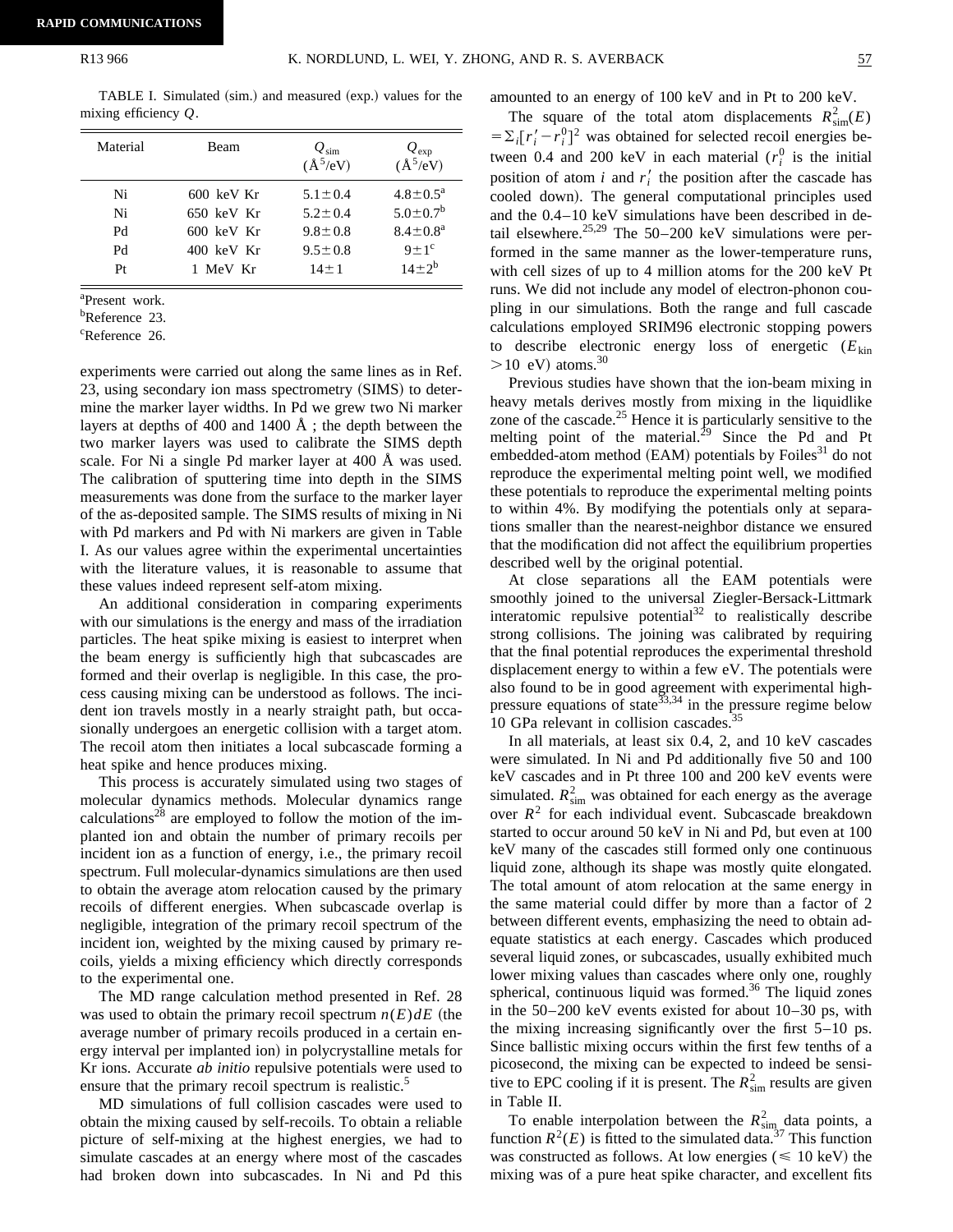TABLE I. Simulated (sim.) and measured (exp.) values for the mixing efficiency $Q$.

| Material | Beam | $Q_{\rm sim}$ (Å$^5$/eV) | $Q_{\rm exp}$ (Å$^5$/eV) |
|---|---|---|---|
| Ni | 600 keV Kr | $5.1 \pm 0.4$ | $4.8 \pm 0.5$[a] |
| Ni | 650 keV Kr | $5.2 \pm 0.4$ | $5.0 \pm 0.7$[b] |
| Pd | 600 keV Kr | $9.8 \pm 0.8$ | $8.4 \pm 0.8$[a] |
| Pd | 400 keV Kr | $9.5 \pm 0.8$ | $9 \pm 1$[c] |
| Pt | 1 MeV Kr | $14 \pm 1$ | $14 \pm 2$[b] |

[a]Present work.
[b]Reference 23.
[c]Reference 26.

experiments were carried out along the same lines as in Ref. 23, using secondary ion mass spectrometry (SIMS) to determine the marker layer widths. In Pd we grew two Ni marker layers at depths of 400 and 1400 Å ; the depth between the two marker layers was used to calibrate the SIMS depth scale. For Ni a single Pd marker layer at 400 Å was used. The calibration of sputtering time into depth in the SIMS measurements was done from the surface to the marker layer of the as-deposited sample. The SIMS results of mixing in Ni with Pd markers and Pd with Ni markers are given in Table I. As our values agree within the experimental uncertainties with the literature values, it is reasonable to assume that these values indeed represent self-atom mixing.

An additional consideration in comparing experiments with our simulations is the energy and mass of the irradiation particles. The heat spike mixing is easiest to interpret when the beam energy is sufficiently high that subcascades are formed and their overlap is negligible. In this case, the process causing mixing can be understood as follows. The incident ion travels mostly in a nearly straight path, but occasionally undergoes an energetic collision with a target atom. The recoil atom then initiates a local subcascade forming a heat spike and hence produces mixing.

This process is accurately simulated using two stages of molecular dynamics methods. Molecular dynamics range calculations[28] are employed to follow the motion of the implanted ion and obtain the number of primary recoils per incident ion as a function of energy, i.e., the primary recoil spectrum. Full molecular-dynamics simulations are then used to obtain the average atom relocation caused by the primary recoils of different energies. When subcascade overlap is negligible, integration of the primary recoil spectrum of the incident ion, weighted by the mixing caused by primary recoils, yields a mixing efficiency which directly corresponds to the experimental one.

The MD range calculation method presented in Ref. 28 was used to obtain the primary recoil spectrum $n(E)dE$ (the average number of primary recoils produced in a certain energy interval per implanted ion) in polycrystalline metals for Kr ions. Accurate *ab initio* repulsive potentials were used to ensure that the primary recoil spectrum is realistic.[5]

MD simulations of full collision cascades were used to obtain the mixing caused by self-recoils. To obtain a reliable picture of self-mixing at the highest energies, we had to simulate cascades at an energy where most of the cascades had broken down into subcascades. In Ni and Pd this amounted to an energy of 100 keV and in Pt to 200 keV.

The square of the total atom displacements $R^2_{\rm sim}(E) = \Sigma_i [r'_i - r^0_i]^2$ was obtained for selected recoil energies between 0.4 and 200 keV in each material ($r^0_i$ is the initial position of atom $i$ and $r'_i$ the position after the cascade has cooled down). The general computational principles used and the 0.4–10 keV simulations have been described in detail elsewhere.[25,29] The 50–200 keV simulations were performed in the same manner as the lower-temperature runs, with cell sizes of up to 4 million atoms for the 200 keV Pt runs. We did not include any model of electron-phonon coupling in our simulations. Both the range and full cascade calculations employed SRIM96 electronic stopping powers to describe electronic energy loss of energetic ($E_{\rm kin} > 10$ eV) atoms.[30]

Previous studies have shown that the ion-beam mixing in heavy metals derives mostly from mixing in the liquidlike zone of the cascade.[25] Hence it is particularly sensitive to the melting point of the material.[29] Since the Pd and Pt embedded-atom method (EAM) potentials by Foiles[31] do not reproduce the experimental melting point well, we modified these potentials to reproduce the experimental melting points to within 4%. By modifying the potentials only at separations smaller than the nearest-neighbor distance we ensured that the modification did not affect the equilibrium properties described well by the original potential.

At close separations all the EAM potentials were smoothly joined to the universal Ziegler-Bersack-Littmark interatomic repulsive potential[32] to realistically describe strong collisions. The joining was calibrated by requiring that the final potential reproduces the experimental threshold displacement energy to within a few eV. The potentials were also found to be in good agreement with experimental high-pressure equations of state[33,34] in the pressure regime below 10 GPa relevant in collision cascades.[35]

In all materials, at least six 0.4, 2, and 10 keV cascades were simulated. In Ni and Pd additionally five 50 and 100 keV cascades and in Pt three 100 and 200 keV events were simulated. $R^2_{\rm sim}$ was obtained for each energy as the average over $R^2$ for each individual event. Subcascade breakdown started to occur around 50 keV in Ni and Pd, but even at 100 keV many of the cascades still formed only one continuous liquid zone, although its shape was mostly quite elongated. The total amount of atom relocation at the same energy in the same material could differ by more than a factor of 2 between different events, emphasizing the need to obtain adequate statistics at each energy. Cascades which produced several liquid zones, or subcascades, usually exhibited much lower mixing values than cascades where only one, roughly spherical, continuous liquid was formed.[36] The liquid zones in the 50–200 keV events existed for about 10–30 ps, with the mixing increasing significantly over the first 5–10 ps. Since ballistic mixing occurs within the first few tenths of a picosecond, the mixing can be expected to indeed be sensitive to EPC cooling if it is present. The $R^2_{\rm sim}$ results are given in Table II.

To enable interpolation between the $R^2_{\rm sim}$ data points, a function $R^2(E)$ is fitted to the simulated data.[37] This function was constructed as follows. At low energies ($\leqslant 10$ keV) the mixing was of a pure heat spike character, and excellent fits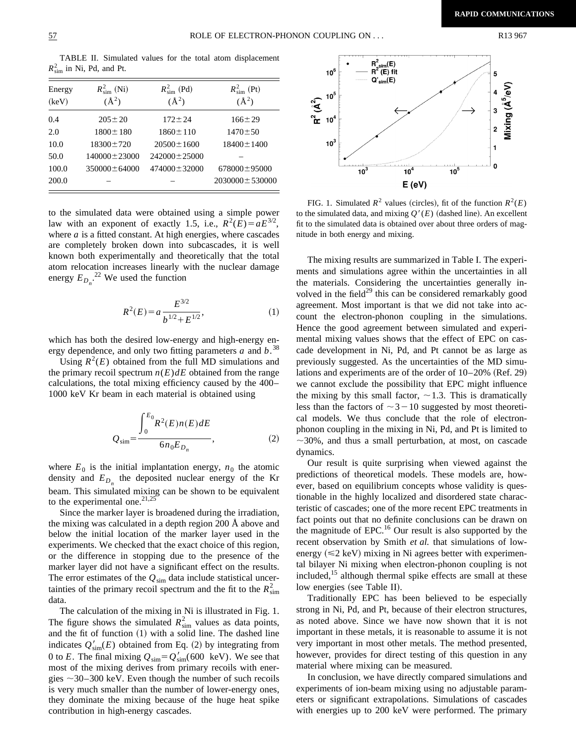TABLE II. Simulated values for the total atom displacement $R^2_{\rm sim}$ in Ni, Pd, and Pt.

| Energy (keV) | $R^2_{\rm sim}$ (Ni) (Å$^2$) | $R^2_{\rm sim}$ (Pd) (Å$^2$) | $R^2_{\rm sim}$ (Pt) (Å$^2$) |
|---|---|---|---|
| 0.4 | 205±20 | 172±24 | 166±29 |
| 2.0 | 1800±180 | 1860±110 | 1470±50 |
| 10.0 | 18300±720 | 20500±1600 | 18400±1400 |
| 50.0 | 140000±23000 | 242000±25000 | – |
| 100.0 | 350000±64000 | 474000±32000 | 678000±95000 |
| 200.0 | – | – | 2030000±530000 |

to the simulated data were obtained using a simple power law with an exponent of exactly 1.5, i.e., $R^2(E)=aE^{3/2}$, where $a$ is a fitted constant. At high energies, where cascades are completely broken down into subcascades, it is well known both experimentally and theoretically that the total atom relocation increases linearly with the nuclear damage energy $E_{D_n}$.[22] We used the function

$$R^2(E)=a\frac{E^{3/2}}{b^{1/2}+E^{1/2}}, \tag{1}$$

which has both the desired low-energy and high-energy energy dependence, and only two fitting parameters $a$ and $b$.[38]

Using $R^2(E)$ obtained from the full MD simulations and the primary recoil spectrum $n(E)dE$ obtained from the range calculations, the total mixing efficiency caused by the 400–1000 keV Kr beam in each material is obtained using

$$Q_{\rm sim}=\frac{\int_0^{E_0}R^2(E)n(E)dE}{6n_0E_{D_n}}, \tag{2}$$

where $E_0$ is the initial implantation energy, $n_0$ the atomic density and $E_{D_n}$ the deposited nuclear energy of the Kr beam. This simulated mixing can be shown to be equivalent to the experimental one.[21,25]

Since the marker layer is broadened during the irradiation, the mixing was calculated in a depth region 200 Å above and below the initial location of the marker layer used in the experiments. We checked that the exact choice of this region, or the difference in stopping due to the presence of the marker layer did not have a significant effect on the results. The error estimates of the $Q_{\rm sim}$ data include statistical uncertainties of the primary recoil spectrum and the fit to the $R^2_{\rm sim}$ data.

The calculation of the mixing in Ni is illustrated in Fig. 1. The figure shows the simulated $R^2_{\rm sim}$ values as data points, and the fit of function (1) with a solid line. The dashed line indicates $Q'_{\rm sim}(E)$ obtained from Eq. (2) by integrating from 0 to $E$. The final mixing $Q_{\rm sim}=Q'_{\rm sim}(600\ \text{keV})$. We see that most of the mixing derives from primary recoils with energies ~30–300 keV. Even though the number of such recoils is very much smaller than the number of lower-energy ones, they dominate the mixing because of the huge heat spike contribution in high-energy cascades.

FIG. 1. Simulated $R^2$ values (circles), fit of the function $R^2(E)$ to the simulated data, and mixing $Q'(E)$ (dashed line). An excellent fit to the simulated data is obtained over about three orders of magnitude in both energy and mixing.

The mixing results are summarized in Table I. The experiments and simulations agree within the uncertainties in all the materials. Considering the uncertainties generally involved in the field[29] this can be considered remarkably good agreement. Most important is that we did not take into account the electron-phonon coupling in the simulations. Hence the good agreement between simulated and experimental mixing values shows that the effect of EPC on cascade development in Ni, Pd, and Pt cannot be as large as previously suggested. As the uncertainties of the MD simulations and experiments are of the order of 10–20% (Ref. 29) we cannot exclude the possibility that EPC might influence the mixing by this small factor, ~1.3. This is dramatically less than the factors of ~3−10 suggested by most theoretical models. We thus conclude that the role of electron-phonon coupling in the mixing in Ni, Pd, and Pt is limited to ~30%, and thus a small perturbation, at most, on cascade dynamics.

Our result is quite surprising when viewed against the predictions of theoretical models. These models are, however, based on equilibrium concepts whose validity is questionable in the highly localized and disordered state characteristic of cascades; one of the more recent EPC treatments in fact points out that no definite conclusions can be drawn on the magnitude of EPC.[16] Our result is also supported by the recent observation by Smith *et al.* that simulations of low-energy (≤2 keV) mixing in Ni agrees better with experimental bilayer Ni mixing when electron-phonon coupling is not included,[15] although thermal spike effects are small at these low energies (see Table II).

Traditionally EPC has been believed to be especially strong in Ni, Pd, and Pt, because of their electron structures, as noted above. Since we have now shown that it is not important in these metals, it is reasonable to assume it is not very important in most other metals. The method presented, however, provides for direct testing of this question in any material where mixing can be measured.

In conclusion, we have directly compared simulations and experiments of ion-beam mixing using no adjustable parameters or significant extrapolations. Simulations of cascades with energies up to 200 keV were performed. The primary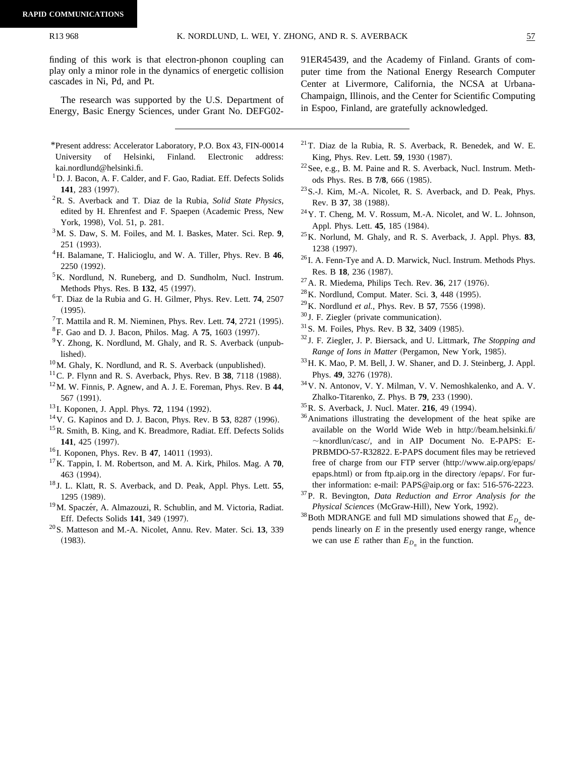finding of this work is that electron-phonon coupling can play only a minor role in the dynamics of energetic collision cascades in Ni, Pd, and Pt.

The research was supported by the U.S. Department of Energy, Basic Energy Sciences, under Grant No. DEFG02-91ER45439, and the Academy of Finland. Grants of computer time from the National Energy Research Computer Center at Livermore, California, the NCSA at Urbana-Champaign, Illinois, and the Center for Scientific Computing in Espoo, Finland, are gratefully acknowledged.

---

*Present address: Accelerator Laboratory, P.O. Box 43, FIN-00014 University of Helsinki, Finland. Electronic address: kai.nordlund@helsinki.fi.

[1] D. J. Bacon, A. F. Calder, and F. Gao, Radiat. Eff. Defects Solids **141**, 283 (1997).

[2] R. S. Averback and T. Diaz de la Rubia, *Solid State Physics*, edited by H. Ehrenfest and F. Spaepen (Academic Press, New York, 1998), Vol. 51, p. 281.

[3] M. S. Daw, S. M. Foiles, and M. I. Baskes, Mater. Sci. Rep. **9**, 251 (1993).

[4] H. Balamane, T. Halicioglu, and W. A. Tiller, Phys. Rev. B **46**, 2250 (1992).

[5] K. Nordlund, N. Runeberg, and D. Sundholm, Nucl. Instrum. Methods Phys. Res. B **132**, 45 (1997).

[6] T. Diaz de la Rubia and G. H. Gilmer, Phys. Rev. Lett. **74**, 2507 (1995).

[7] T. Mattila and R. M. Nieminen, Phys. Rev. Lett. **74**, 2721 (1995).

[8] F. Gao and D. J. Bacon, Philos. Mag. A **75**, 1603 (1997).

[9] Y. Zhong, K. Nordlund, M. Ghaly, and R. S. Averback (unpublished).

[10] M. Ghaly, K. Nordlund, and R. S. Averback (unpublished).

[11] C. P. Flynn and R. S. Averback, Phys. Rev. B **38**, 7118 (1988).

[12] M. W. Finnis, P. Agnew, and A. J. E. Foreman, Phys. Rev. B **44**, 567 (1991).

[13] I. Koponen, J. Appl. Phys. **72**, 1194 (1992).

[14] V. G. Kapinos and D. J. Bacon, Phys. Rev. B **53**, 8287 (1996).

[15] R. Smith, B. King, and K. Breadmore, Radiat. Eff. Defects Solids **141**, 425 (1997).

[16] I. Koponen, Phys. Rev. B **47**, 14011 (1993).

[17] K. Tappin, I. M. Robertson, and M. A. Kirk, Philos. Mag. A **70**, 463 (1994).

[18] J. L. Klatt, R. S. Averback, and D. Peak, Appl. Phys. Lett. **55**, 1295 (1989).

[19] M. Spaczér, A. Almazouzi, R. Schublin, and M. Victoria, Radiat. Eff. Defects Solids **141**, 349 (1997).

[20] S. Matteson and M.-A. Nicolet, Annu. Rev. Mater. Sci. **13**, 339 (1983).

[21] T. Diaz de la Rubia, R. S. Averback, R. Benedek, and W. E. King, Phys. Rev. Lett. **59**, 1930 (1987).

[22] See, e.g., B. M. Paine and R. S. Averback, Nucl. Instrum. Methods Phys. Res. B **7/8**, 666 (1985).

[23] S.-J. Kim, M.-A. Nicolet, R. S. Averback, and D. Peak, Phys. Rev. B **37**, 38 (1988).

[24] Y. T. Cheng, M. V. Rossum, M.-A. Nicolet, and W. L. Johnson, Appl. Phys. Lett. **45**, 185 (1984).

[25] K. Norlund, M. Ghaly, and R. S. Averback, J. Appl. Phys. **83**, 1238 (1997).

[26] I. A. Fenn-Tye and A. D. Marwick, Nucl. Instrum. Methods Phys. Res. B **18**, 236 (1987).

[27] A. R. Miedema, Philips Tech. Rev. **36**, 217 (1976).

[28] K. Nordlund, Comput. Mater. Sci. **3**, 448 (1995).

[29] K. Nordlund *et al.*, Phys. Rev. B **57**, 7556 (1998).

[30] J. F. Ziegler (private communication).

[31] S. M. Foiles, Phys. Rev. B **32**, 3409 (1985).

[32] J. F. Ziegler, J. P. Biersack, and U. Littmark, *The Stopping and Range of Ions in Matter* (Pergamon, New York, 1985).

[33] H. K. Mao, P. M. Bell, J. W. Shaner, and D. J. Steinberg, J. Appl. Phys. **49**, 3276 (1978).

[34] V. N. Antonov, V. Y. Milman, V. V. Nemoshkalenko, and A. V. Zhalko-Titarenko, Z. Phys. B **79**, 233 (1990).

[35] R. S. Averback, J. Nucl. Mater. **216**, 49 (1994).

[36] Animations illustrating the development of the heat spike are available on the World Wide Web in http://beam.helsinki.fi/~knordlun/casc/, and in AIP Document No. E-PAPS: E-PRBMDO-57-R32822. E-PAPS document files may be retrieved free of charge from our FTP server (http://www.aip.org/epaps/epaps.html) or from ftp.aip.org in the directory /epaps/. For further information: e-mail: PAPS@aip.org or fax: 516-576-2223.

[37] P. R. Bevington, *Data Reduction and Error Analysis for the Physical Sciences* (McGraw-Hill), New York, 1992).

[38] Both MDRANGE and full MD simulations showed that $E_{D_n}$ depends linearly on $E$ in the presently used energy range, whence we can use $E$ rather than $E_{D_n}$ in the function.